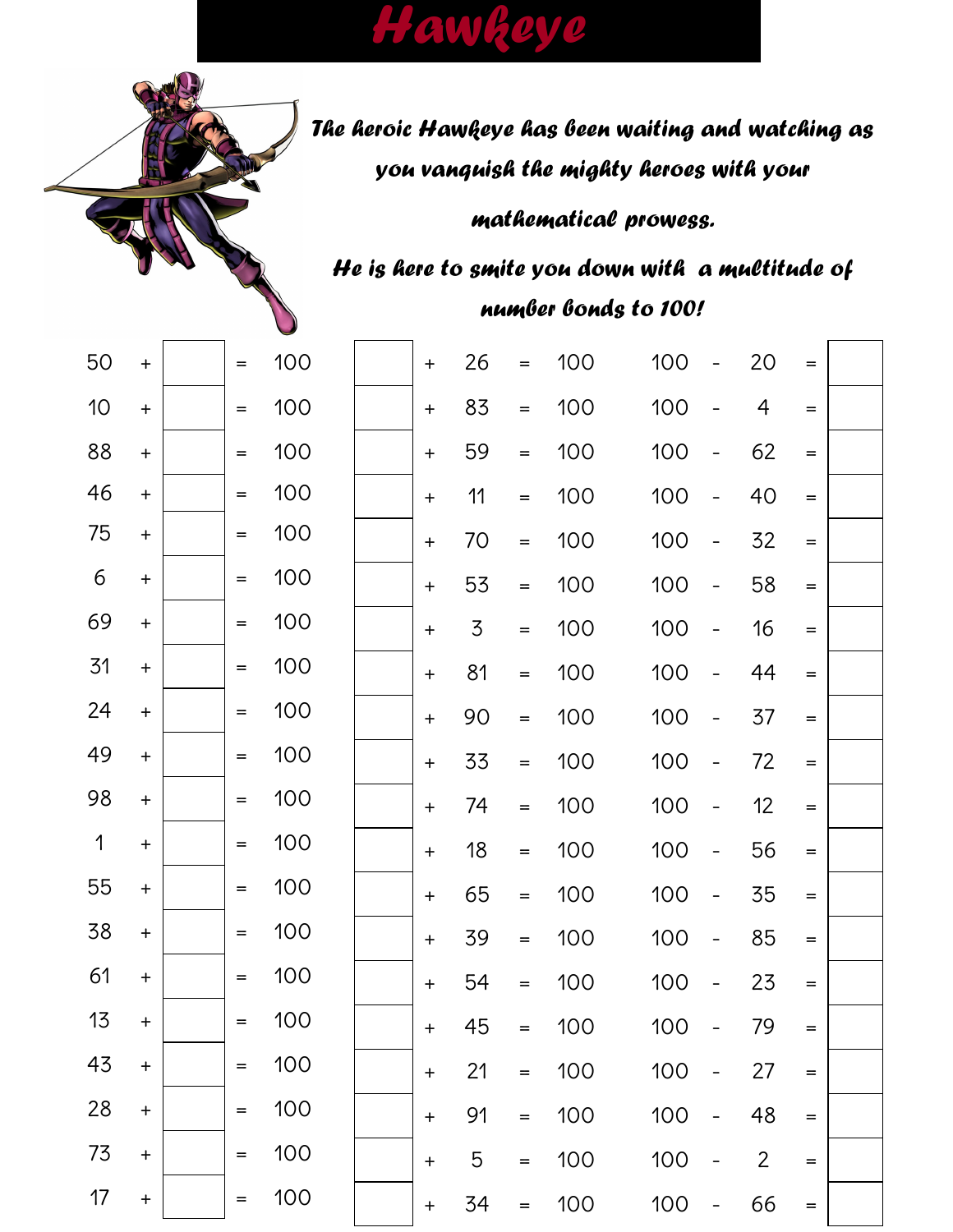# Hawkeye

*The heroic Hawkeye has been waiting and watching as you vanquish the mighty heroes with your mathematical prowess.*

*He is here to smite you down with a multitude of number bonds to 100!*

| | | | | | | | | | | | | | | |
|---|---|---|---|---|---|---|---|---|---|---|---|---|---|---|
| 50 | + | | = | 100 | | + | 26 | = | 100 | 100 | - | 20 | = | |
| 10 | + | | = | 100 | | + | 83 | = | 100 | 100 | - | 4 | = | |
| 88 | + | | = | 100 | | + | 59 | = | 100 | 100 | - | 62 | = | |
| 46 | + | | = | 100 | | + | 11 | = | 100 | 100 | - | 40 | = | |
| 75 | + | | = | 100 | | + | 70 | = | 100 | 100 | - | 32 | = | |
| 6 | + | | = | 100 | | + | 53 | = | 100 | 100 | - | 58 | = | |
| 69 | + | | = | 100 | | + | 3 | = | 100 | 100 | - | 16 | = | |
| 31 | + | | = | 100 | | + | 81 | = | 100 | 100 | - | 44 | = | |
| 24 | + | | = | 100 | | + | 90 | = | 100 | 100 | - | 37 | = | |
| 49 | + | | = | 100 | | + | 33 | = | 100 | 100 | - | 72 | = | |
| 98 | + | | = | 100 | | + | 74 | = | 100 | 100 | - | 12 | = | |
| 1 | + | | = | 100 | | + | 18 | = | 100 | 100 | - | 56 | = | |
| 55 | + | | = | 100 | | + | 65 | = | 100 | 100 | - | 35 | = | |
| 38 | + | | = | 100 | | + | 39 | = | 100 | 100 | - | 85 | = | |
| 61 | + | | = | 100 | | + | 54 | = | 100 | 100 | - | 23 | = | |
| 13 | + | | = | 100 | | + | 45 | = | 100 | 100 | - | 79 | = | |
| 43 | + | | = | 100 | | + | 21 | = | 100 | 100 | - | 27 | = | |
| 28 | + | | = | 100 | | + | 91 | = | 100 | 100 | - | 48 | = | |
| 73 | + | | = | 100 | | + | 5 | = | 100 | 100 | - | 2 | = | |
| 17 | + | | = | 100 | | + | 34 | = | 100 | 100 | - | 66 | = | |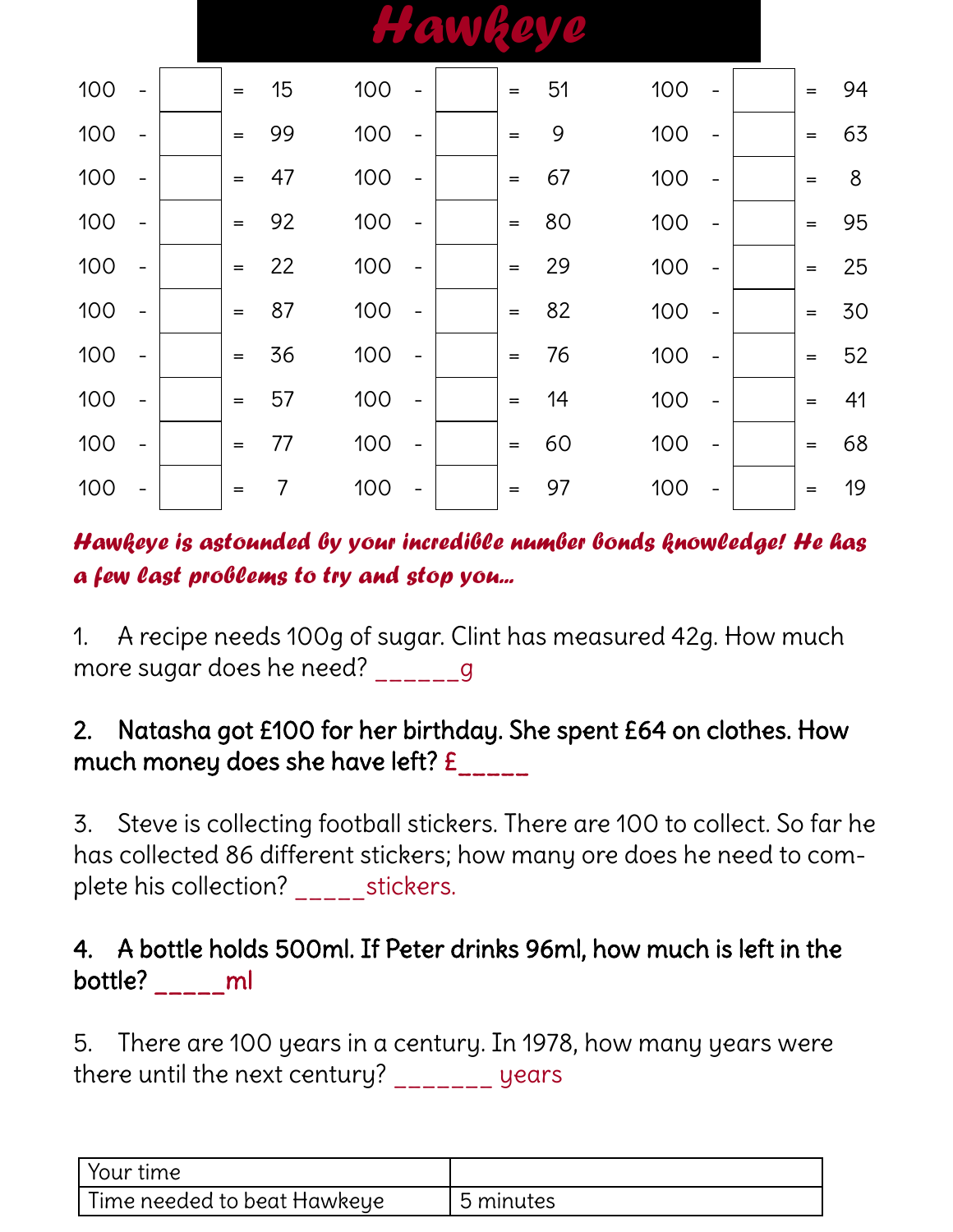# Hawkeye

| | | | | | | | | | | | | | | |
|---|---|---|---|---|---|---|---|---|---|---|---|---|---|---|
| 100 | - | | = | 15 | 100 | - | | = | 51 | 100 | - | | = | 94 |
| 100 | - | | = | 99 | 100 | - | | = | 9 | 100 | - | | = | 63 |
| 100 | - | | = | 47 | 100 | - | | = | 67 | 100 | - | | = | 8 |
| 100 | - | | = | 92 | 100 | - | | = | 80 | 100 | - | | = | 95 |
| 100 | - | | = | 22 | 100 | - | | = | 29 | 100 | - | | = | 25 |
| 100 | - | | = | 87 | 100 | - | | = | 82 | 100 | - | | = | 30 |
| 100 | - | | = | 36 | 100 | - | | = | 76 | 100 | - | | = | 52 |
| 100 | - | | = | 57 | 100 | - | | = | 14 | 100 | - | | = | 41 |
| 100 | - | | = | 77 | 100 | - | | = | 60 | 100 | - | | = | 68 |
| 100 | - | | = | 7 | 100 | - | | = | 97 | 100 | - | | = | 19 |

*Hawkeye is astounded by your incredible number bonds knowledge! He has a few last problems to try and stop you...*

1. A recipe needs 100g of sugar. Clint has measured 42g. How much more sugar does he need? ______g

2. **Natasha got £100 for her birthday. She spent £64 on clothes. How much money does she have left? £_____**

3. Steve is collecting football stickers. There are 100 to collect. So far he has collected 86 different stickers; how many ore does he need to complete his collection? _____stickers.

4. **A bottle holds 500ml. If Peter drinks 96ml, how much is left in the bottle? _____ml**

5. There are 100 years in a century. In 1978, how many years were there until the next century? _______ years

| | |
|---|---|
| Your time | |
| Time needed to beat Hawkeye | 5 minutes |